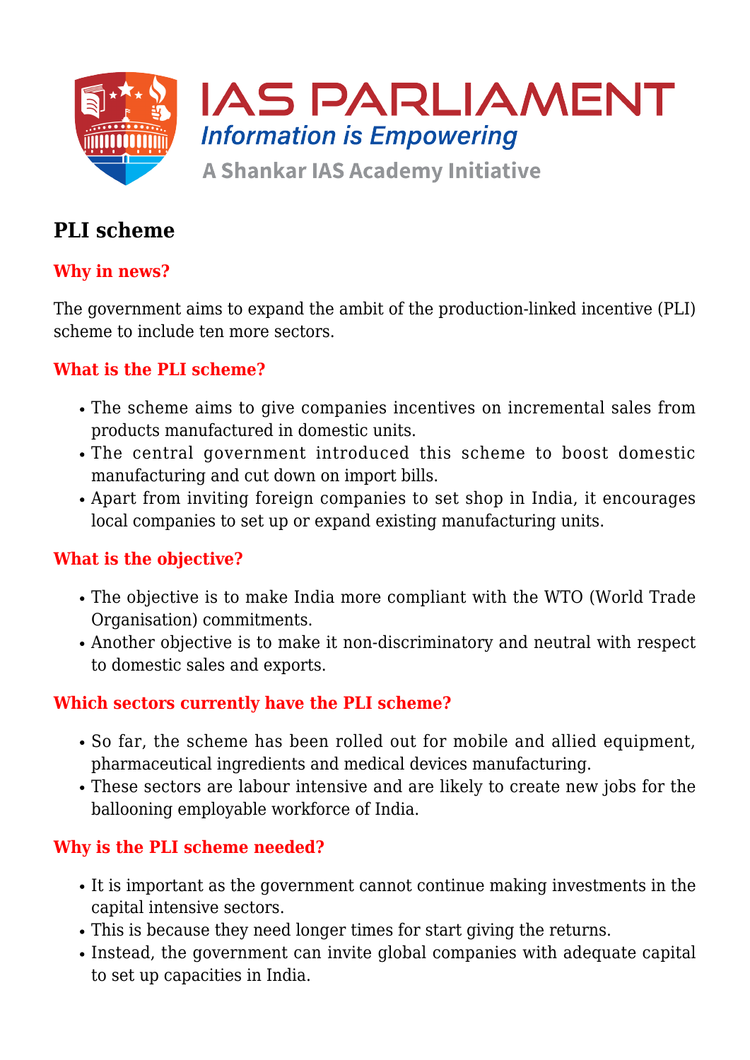# PLI scheme

## Why in news?

The government aims to expand the ambit of the production-linked incentive (PLI) scheme to include ten more sectors.

## What is the PLI scheme?

- The scheme aims to give companies incentives on incremental sales from products manufactured in domestic units.
- The central government introduced this scheme to boost domestic manufacturing and cut down on import bills.
- Apart from inviting foreign companies to set shop in India, it encourages local companies to set up or expand existing manufacturing units.

## What is the objective?

- The objective is to make India more compliant with the WTO (World Trade Organisation) commitments.
- Another objective is to make it non-discriminatory and neutral with respect to domestic sales and exports.

## Which sectors currently have the PLI scheme?

- So far, the scheme has been rolled out for mobile and allied equipment, pharmaceutical ingredients and medical devices manufacturing.
- These sectors are labour intensive and are likely to create new jobs for the ballooning employable workforce of India.

## Why is the PLI scheme needed?

- It is important as the government cannot continue making investments in the capital intensive sectors.
- This is because they need longer times for start giving the returns.
- Instead, the government can invite global companies with adequate capital to set up capacities in India.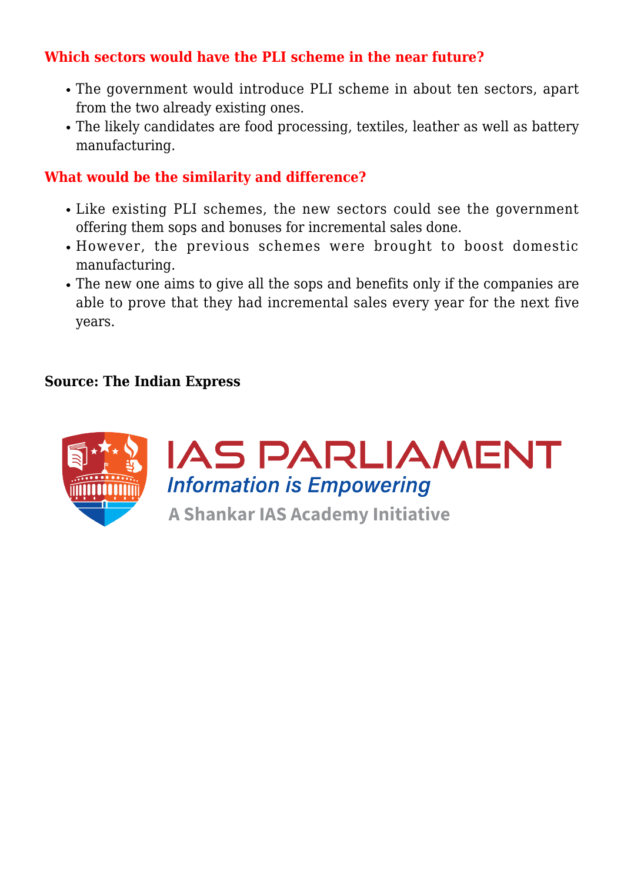### Which sectors would have the PLI scheme in the near future?

- The government would introduce PLI scheme in about ten sectors, apart from the two already existing ones.
- The likely candidates are food processing, textiles, leather as well as battery manufacturing.

### What would be the similarity and difference?

- Like existing PLI schemes, the new sectors could see the government offering them sops and bonuses for incremental sales done.
- However, the previous schemes were brought to boost domestic manufacturing.
- The new one aims to give all the sops and benefits only if the companies are able to prove that they had incremental sales every year for the next five years.

**Source: The Indian Express**

IAS PARLIAMENT

*Information is Empowering*

A Shankar IAS Academy Initiative